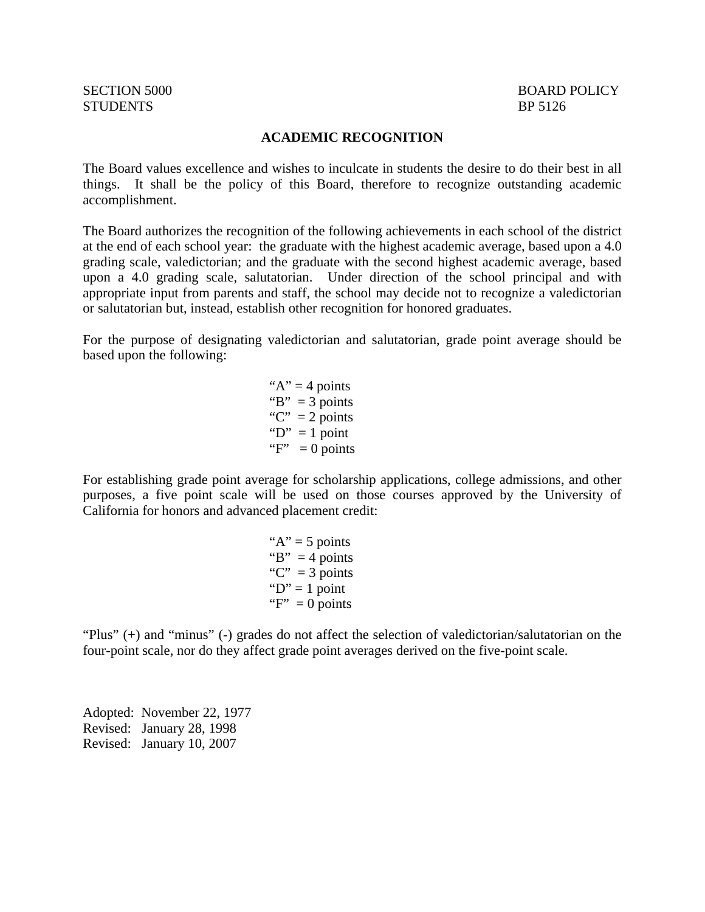SECTION 5000 BOARD POLICY
STUDENTS BP 5126

# ACADEMIC RECOGNITION

The Board values excellence and wishes to inculcate in students the desire to do their best in all things. It shall be the policy of this Board, therefore to recognize outstanding academic accomplishment.

The Board authorizes the recognition of the following achievements in each school of the district at the end of each school year: the graduate with the highest academic average, based upon a 4.0 grading scale, valedictorian; and the graduate with the second highest academic average, based upon a 4.0 grading scale, salutatorian. Under direction of the school principal and with appropriate input from parents and staff, the school may decide not to recognize a valedictorian or salutatorian but, instead, establish other recognition for honored graduates.

For the purpose of designating valedictorian and salutatorian, grade point average should be based upon the following:

"A" = 4 points
"B" = 3 points
"C" = 2 points
"D" = 1 point
"F" = 0 points

For establishing grade point average for scholarship applications, college admissions, and other purposes, a five point scale will be used on those courses approved by the University of California for honors and advanced placement credit:

"A" = 5 points
"B" = 4 points
"C" = 3 points
"D" = 1 point
"F" = 0 points

"Plus" (+) and "minus" (-) grades do not affect the selection of valedictorian/salutatorian on the four-point scale, nor do they affect grade point averages derived on the five-point scale.

Adopted: November 22, 1977
Revised: January 28, 1998
Revised: January 10, 2007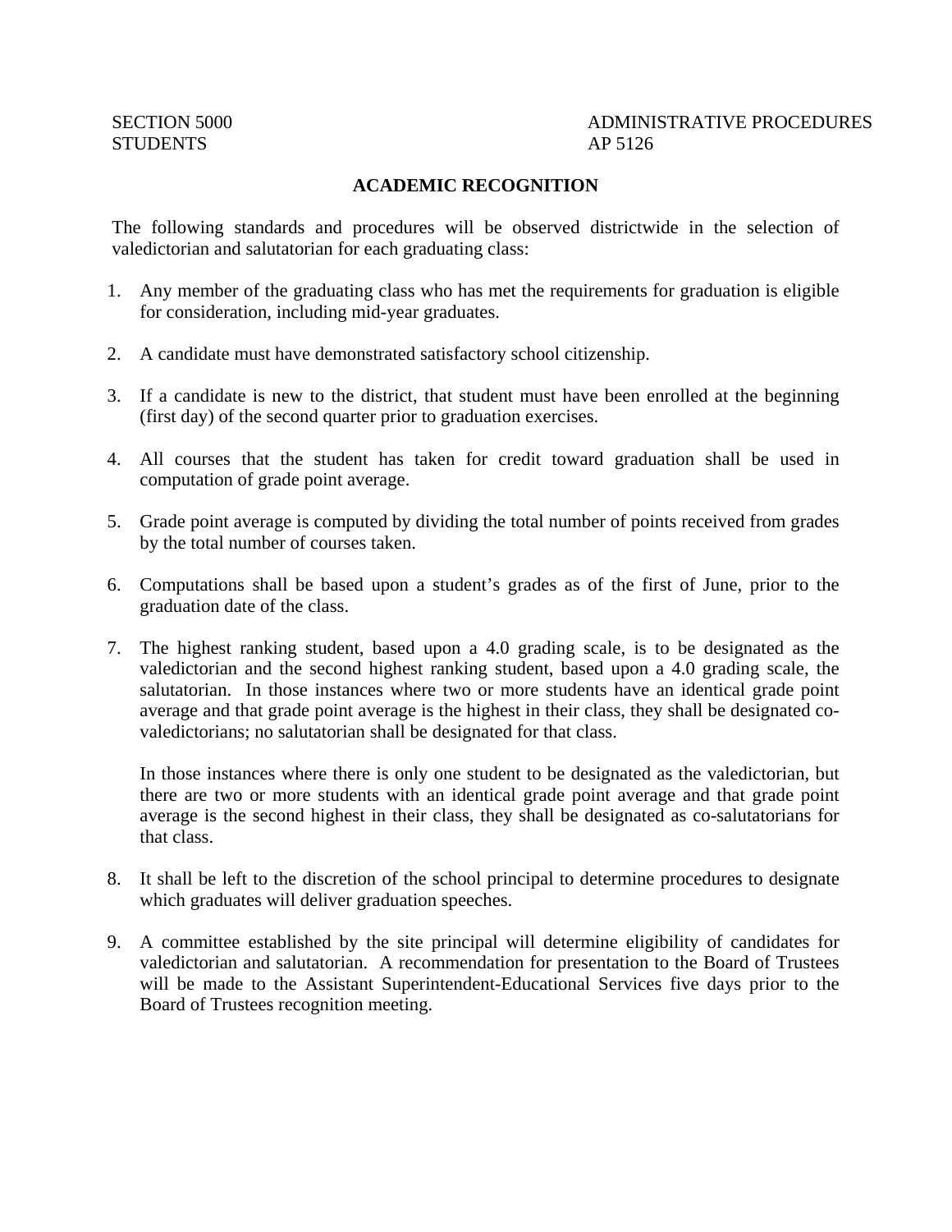SECTION 5000
STUDENTS

ADMINISTRATIVE PROCEDURES
AP 5126

## ACADEMIC RECOGNITION

The following standards and procedures will be observed districtwide in the selection of valedictorian and salutatorian for each graduating class:

1. Any member of the graduating class who has met the requirements for graduation is eligible for consideration, including mid-year graduates.

2. A candidate must have demonstrated satisfactory school citizenship.

3. If a candidate is new to the district, that student must have been enrolled at the beginning (first day) of the second quarter prior to graduation exercises.

4. All courses that the student has taken for credit toward graduation shall be used in computation of grade point average.

5. Grade point average is computed by dividing the total number of points received from grades by the total number of courses taken.

6. Computations shall be based upon a student's grades as of the first of June, prior to the graduation date of the class.

7. The highest ranking student, based upon a 4.0 grading scale, is to be designated as the valedictorian and the second highest ranking student, based upon a 4.0 grading scale, the salutatorian. In those instances where two or more students have an identical grade point average and that grade point average is the highest in their class, they shall be designated co-valedictorians; no salutatorian shall be designated for that class.

   In those instances where there is only one student to be designated as the valedictorian, but there are two or more students with an identical grade point average and that grade point average is the second highest in their class, they shall be designated as co-salutatorians for that class.

8. It shall be left to the discretion of the school principal to determine procedures to designate which graduates will deliver graduation speeches.

9. A committee established by the site principal will determine eligibility of candidates for valedictorian and salutatorian. A recommendation for presentation to the Board of Trustees will be made to the Assistant Superintendent-Educational Services five days prior to the Board of Trustees recognition meeting.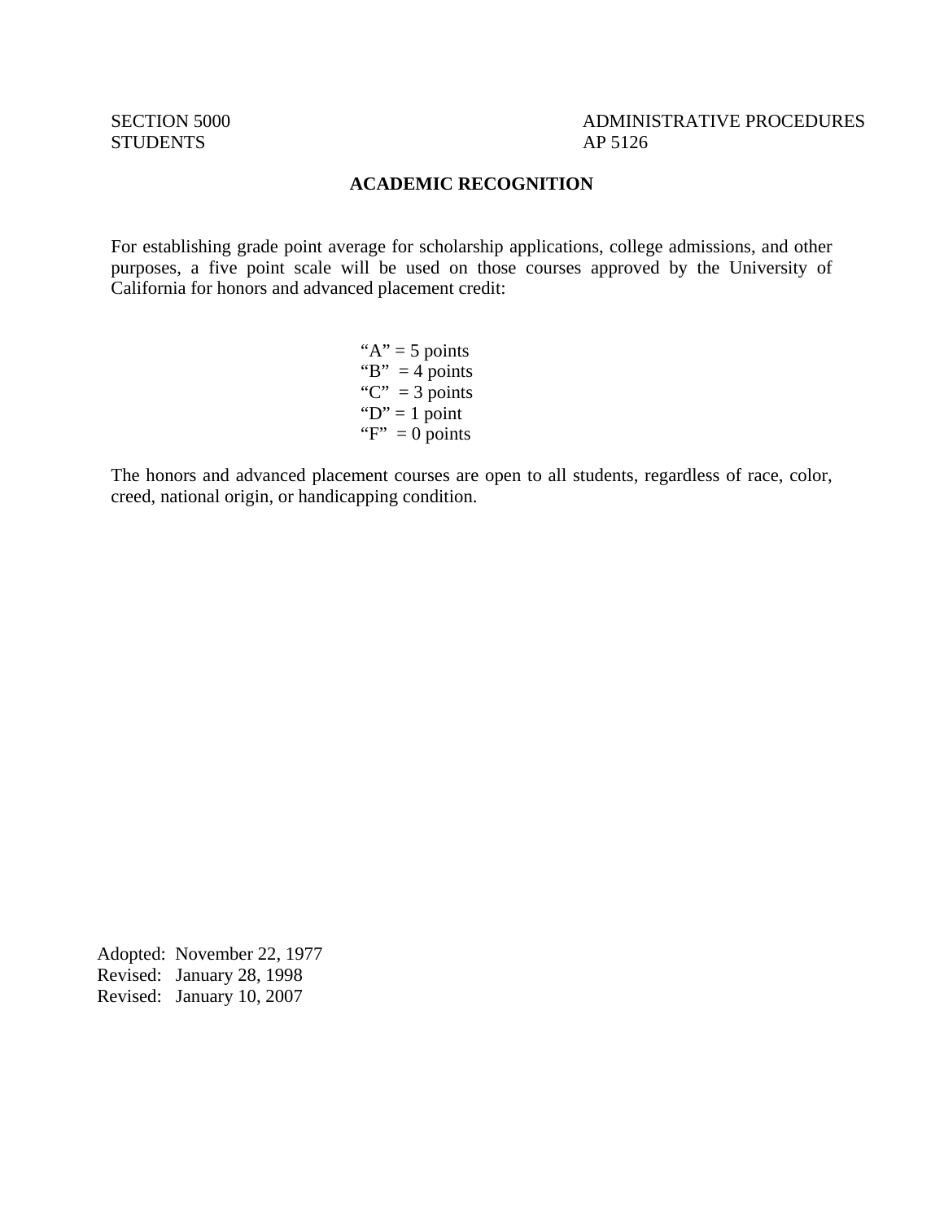SECTION 5000
STUDENTS

ADMINISTRATIVE PROCEDURES
AP 5126

## ACADEMIC RECOGNITION

For establishing grade point average for scholarship applications, college admissions, and other purposes, a five point scale will be used on those courses approved by the University of California for honors and advanced placement credit:

"A" = 5 points
"B" = 4 points
"C" = 3 points
"D" = 1 point
"F" = 0 points

The honors and advanced placement courses are open to all students, regardless of race, color, creed, national origin, or handicapping condition.

Adopted: November 22, 1977
Revised: January 28, 1998
Revised: January 10, 2007